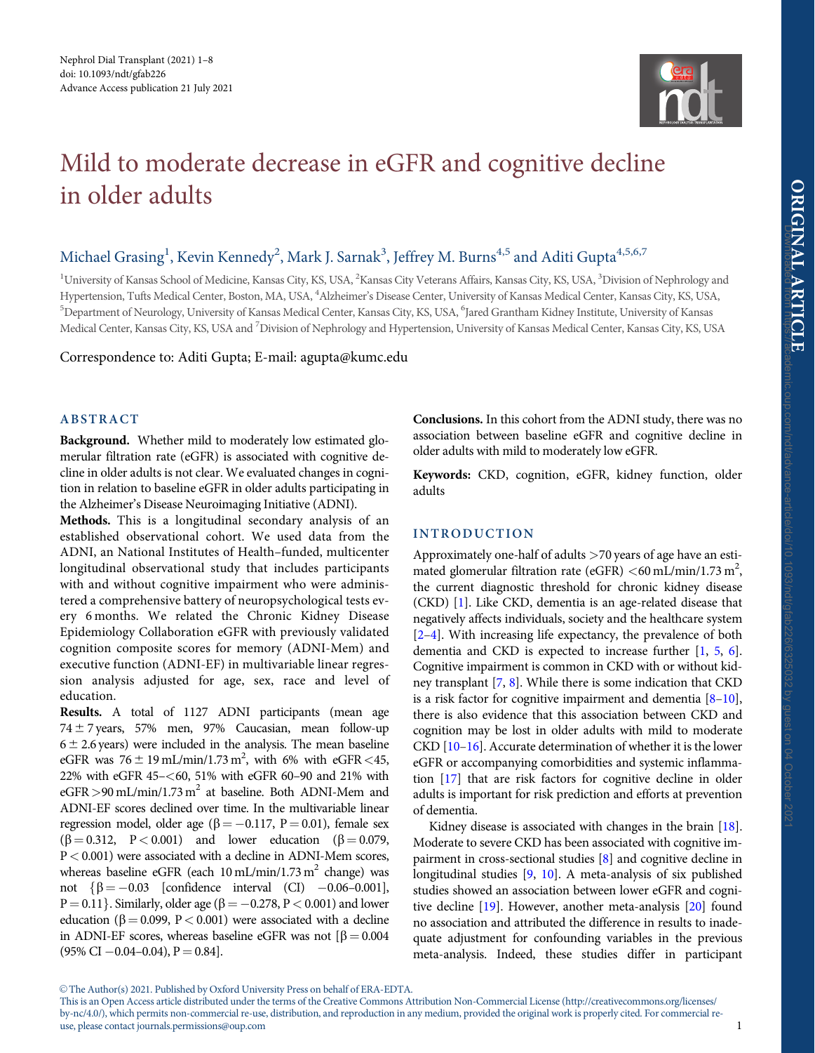# Mild to moderate decrease in eGFR and cognitive decline in older adults

Michael Grasing[1], Kevin Kennedy[2], Mark J. Sarnak[3], Jeffrey M. Burns[4,5] and Aditi Gupta[4,5,6,7]

[1]University of Kansas School of Medicine, Kansas City, KS, USA, [2]Kansas City Veterans Affairs, Kansas City, KS, USA, [3]Division of Nephrology and Hypertension, Tufts Medical Center, Boston, MA, USA, [4]Alzheimer's Disease Center, University of Kansas Medical Center, Kansas City, KS, USA, [5]Department of Neurology, University of Kansas Medical Center, Kansas City, KS, USA, [6]Jared Grantham Kidney Institute, University of Kansas Medical Center, Kansas City, KS, USA and [7]Division of Nephrology and Hypertension, University of Kansas Medical Center, Kansas City, KS, USA

Correspondence to: Aditi Gupta; E-mail: agupta@kumc.edu

## ABSTRACT

**Background.** Whether mild to moderately low estimated glomerular filtration rate (eGFR) is associated with cognitive decline in older adults is not clear. We evaluated changes in cognition in relation to baseline eGFR in older adults participating in the Alzheimer's Disease Neuroimaging Initiative (ADNI).

**Methods.** This is a longitudinal secondary analysis of an established observational cohort. We used data from the ADNI, an National Institutes of Health–funded, multicenter longitudinal observational study that includes participants with and without cognitive impairment who were administered a comprehensive battery of neuropsychological tests every 6 months. We related the Chronic Kidney Disease Epidemiology Collaboration eGFR with previously validated cognition composite scores for memory (ADNI-Mem) and executive function (ADNI-EF) in multivariable linear regression analysis adjusted for age, sex, race and level of education.

**Results.** A total of 1127 ADNI participants (mean age 74 ± 7 years, 57% men, 97% Caucasian, mean follow-up 6 ± 2.6 years) were included in the analysis. The mean baseline eGFR was 76 ± 19 mL/min/1.73 $m^2$, with 6% with eGFR <45, 22% with eGFR 45–<60, 51% with eGFR 60–90 and 21% with eGFR >90 mL/min/1.73 $m^2$ at baseline. Both ADNI-Mem and ADNI-EF scores declined over time. In the multivariable linear regression model, older age ($\beta = -0.117$, $P = 0.01$), female sex ($\beta = 0.312$, $P < 0.001$) and lower education ($\beta = 0.079$, $P < 0.001$) were associated with a decline in ADNI-Mem scores, whereas baseline eGFR (each 10 mL/min/1.73 $m^2$ change) was not {$\beta = -0.03$ [confidence interval (CI) −0.06–0.001], $P = 0.11$}. Similarly, older age ($\beta = -0.278$, $P < 0.001$) and lower education ($\beta = 0.099$, $P < 0.001$) were associated with a decline in ADNI-EF scores, whereas baseline eGFR was not [$\beta = 0.004$ (95% CI −0.04–0.04), $P = 0.84$].

**Conclusions.** In this cohort from the ADNI study, there was no association between baseline eGFR and cognitive decline in older adults with mild to moderately low eGFR.

**Keywords:** CKD, cognition, eGFR, kidney function, older adults

## INTRODUCTION

Approximately one-half of adults >70 years of age have an estimated glomerular filtration rate (eGFR) <60 mL/min/1.73 $m^2$, the current diagnostic threshold for chronic kidney disease (CKD) [1]. Like CKD, dementia is an age-related disease that negatively affects individuals, society and the healthcare system [2–4]. With increasing life expectancy, the prevalence of both dementia and CKD is expected to increase further [1, 5, 6]. Cognitive impairment is common in CKD with or without kidney transplant [7, 8]. While there is some indication that CKD is a risk factor for cognitive impairment and dementia [8–10], there is also evidence that this association between CKD and cognition may be lost in older adults with mild to moderate CKD [10–16]. Accurate determination of whether it is the lower eGFR or accompanying comorbidities and systemic inflammation [17] that are risk factors for cognitive decline in older adults is important for risk prediction and efforts at prevention of dementia.

Kidney disease is associated with changes in the brain [18]. Moderate to severe CKD has been associated with cognitive impairment in cross-sectional studies [8] and cognitive decline in longitudinal studies [9, 10]. A meta-analysis of six published studies showed an association between lower eGFR and cognitive decline [19]. However, another meta-analysis [20] found no association and attributed the difference in results to inadequate adjustment for confounding variables in the previous meta-analysis. Indeed, these studies differ in participant

© The Author(s) 2021. Published by Oxford University Press on behalf of ERA-EDTA.
This is an Open Access article distributed under the terms of the Creative Commons Attribution Non-Commercial License (http://creativecommons.org/licenses/by-nc/4.0/), which permits non-commercial re-use, distribution, and reproduction in any medium, provided the original work is properly cited. For commercial re-use, please contact journals.permissions@oup.com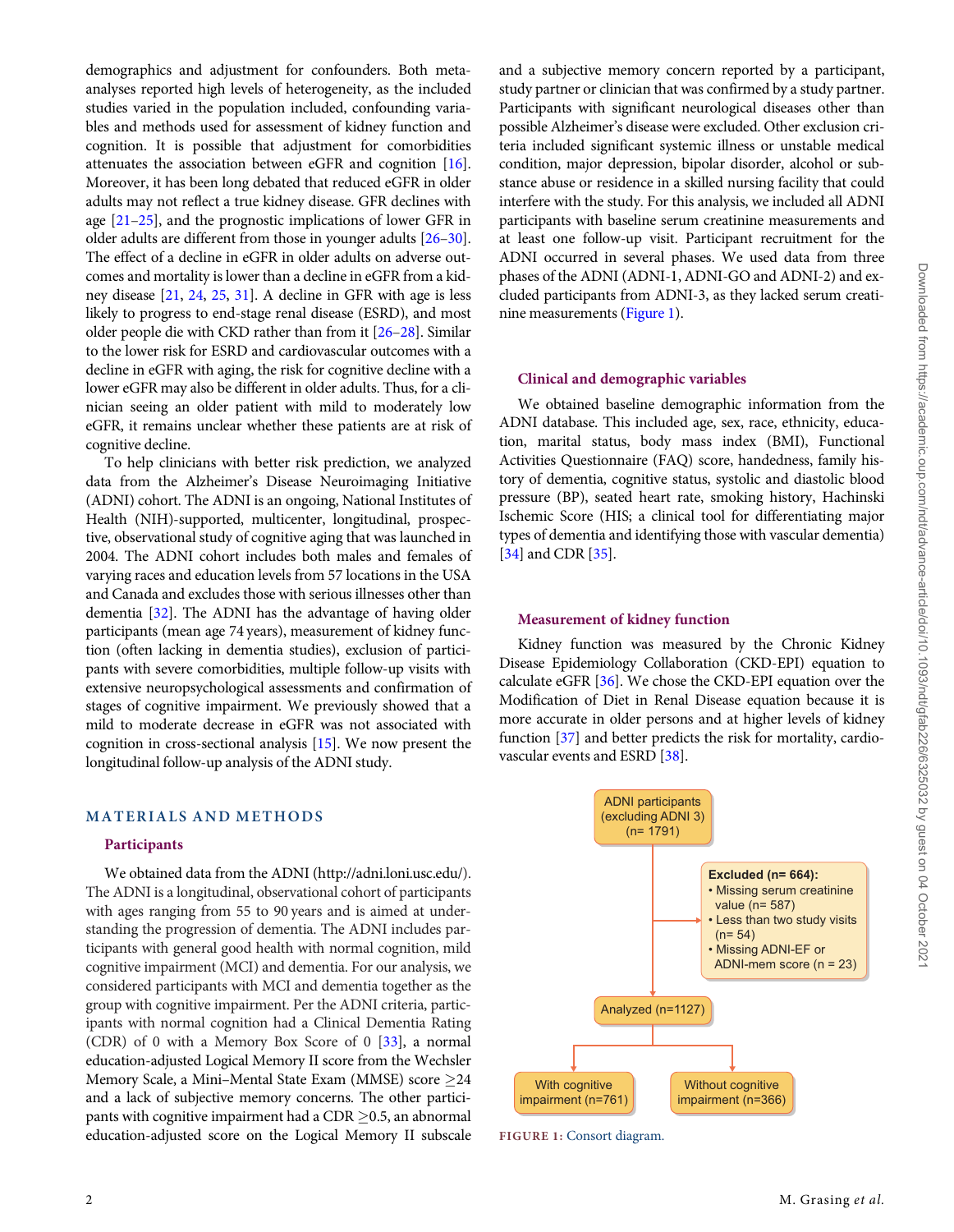demographics and adjustment for confounders. Both meta-analyses reported high levels of heterogeneity, as the included studies varied in the population included, confounding variables and methods used for assessment of kidney function and cognition. It is possible that adjustment for comorbidities attenuates the association between eGFR and cognition [16]. Moreover, it has been long debated that reduced eGFR in older adults may not reflect a true kidney disease. GFR declines with age [21–25], and the prognostic implications of lower GFR in older adults are different from those in younger adults [26–30]. The effect of a decline in eGFR in older adults on adverse outcomes and mortality is lower than a decline in eGFR from a kidney disease [21, 24, 25, 31]. A decline in GFR with age is less likely to progress to end-stage renal disease (ESRD), and most older people die with CKD rather than from it [26–28]. Similar to the lower risk for ESRD and cardiovascular outcomes with a decline in eGFR with aging, the risk for cognitive decline with a lower eGFR may also be different in older adults. Thus, for a clinician seeing an older patient with mild to moderately low eGFR, it remains unclear whether these patients are at risk of cognitive decline.

To help clinicians with better risk prediction, we analyzed data from the Alzheimer's Disease Neuroimaging Initiative (ADNI) cohort. The ADNI is an ongoing, National Institutes of Health (NIH)-supported, multicenter, longitudinal, prospective, observational study of cognitive aging that was launched in 2004. The ADNI cohort includes both males and females of varying races and education levels from 57 locations in the USA and Canada and excludes those with serious illnesses other than dementia [32]. The ADNI has the advantage of having older participants (mean age 74 years), measurement of kidney function (often lacking in dementia studies), exclusion of participants with severe comorbidities, multiple follow-up visits with extensive neuropsychological assessments and confirmation of stages of cognitive impairment. We previously showed that a mild to moderate decrease in eGFR was not associated with cognition in cross-sectional analysis [15]. We now present the longitudinal follow-up analysis of the ADNI study.

## MATERIALS AND METHODS

### Participants

We obtained data from the ADNI (http://adni.loni.usc.edu/). The ADNI is a longitudinal, observational cohort of participants with ages ranging from 55 to 90 years and is aimed at understanding the progression of dementia. The ADNI includes participants with general good health with normal cognition, mild cognitive impairment (MCI) and dementia. For our analysis, we considered participants with MCI and dementia together as the group with cognitive impairment. Per the ADNI criteria, participants with normal cognition had a Clinical Dementia Rating (CDR) of 0 with a Memory Box Score of 0 [33], a normal education-adjusted Logical Memory II score from the Wechsler Memory Scale, a Mini–Mental State Exam (MMSE) score ≥24 and a lack of subjective memory concerns. The other participants with cognitive impairment had a CDR ≥0.5, an abnormal education-adjusted score on the Logical Memory II subscale and a subjective memory concern reported by a participant, study partner or clinician that was confirmed by a study partner. Participants with significant neurological diseases other than possible Alzheimer's disease were excluded. Other exclusion criteria included significant systemic illness or unstable medical condition, major depression, bipolar disorder, alcohol or substance abuse or residence in a skilled nursing facility that could interfere with the study. For this analysis, we included all ADNI participants with baseline serum creatinine measurements and at least one follow-up visit. Participant recruitment for the ADNI occurred in several phases. We used data from three phases of the ADNI (ADNI-1, ADNI-GO and ADNI-2) and excluded participants from ADNI-3, as they lacked serum creatinine measurements (Figure 1).

### Clinical and demographic variables

We obtained baseline demographic information from the ADNI database. This included age, sex, race, ethnicity, education, marital status, body mass index (BMI), Functional Activities Questionnaire (FAQ) score, handedness, family history of dementia, cognitive status, systolic and diastolic blood pressure (BP), seated heart rate, smoking history, Hachinski Ischemic Score (HIS; a clinical tool for differentiating major types of dementia and identifying those with vascular dementia) [34] and CDR [35].

### Measurement of kidney function

Kidney function was measured by the Chronic Kidney Disease Epidemiology Collaboration (CKD-EPI) equation to calculate eGFR [36]. We chose the CKD-EPI equation over the Modification of Diet in Renal Disease equation because it is more accurate in older persons and at higher levels of kidney function [37] and better predicts the risk for mortality, cardiovascular events and ESRD [38].

ADNI participants (excluding ADNI 3) (n= 1791)

Excluded (n= 664):
- Missing serum creatinine value (n= 587)
- Less than two study visits (n= 54)
- Missing ADNI-EF or ADNI-mem score (n = 23)

Analyzed (n=1127)

With cognitive impairment (n=761) | Without cognitive impairment (n=366)

FIGURE 1: Consort diagram.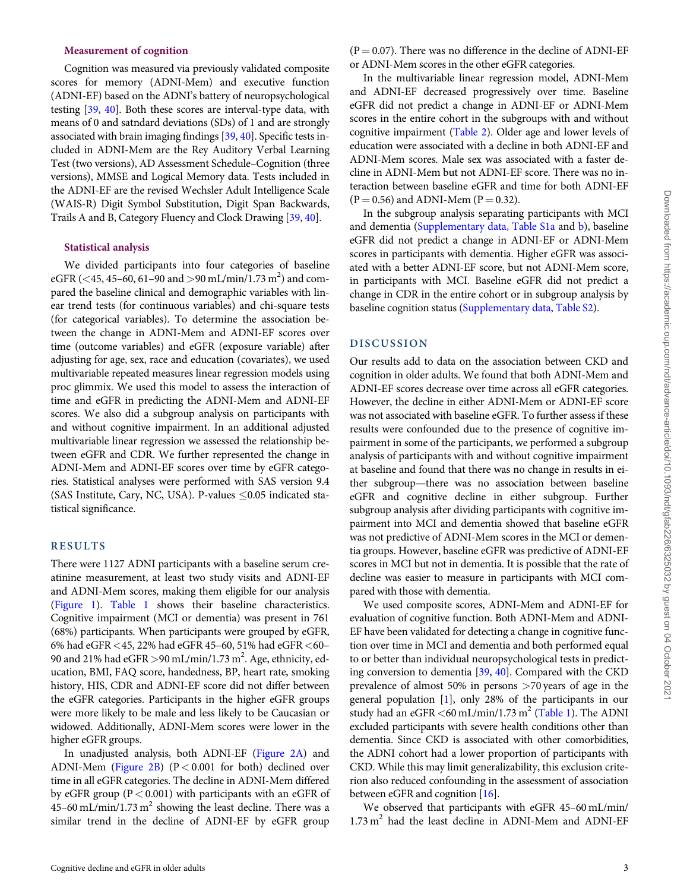### Measurement of cognition

Cognition was measured via previously validated composite scores for memory (ADNI-Mem) and executive function (ADNI-EF) based on the ADNI's battery of neuropsychological testing [39, 40]. Both these scores are interval-type data, with means of 0 and satndard deviations (SDs) of 1 and are strongly associated with brain imaging findings [39, 40]. Specific tests included in ADNI-Mem are the Rey Auditory Verbal Learning Test (two versions), AD Assessment Schedule–Cognition (three versions), MMSE and Logical Memory data. Tests included in the ADNI-EF are the revised Wechsler Adult Intelligence Scale (WAIS-R) Digit Symbol Substitution, Digit Span Backwards, Trails A and B, Category Fluency and Clock Drawing [39, 40].

### Statistical analysis

We divided participants into four categories of baseline eGFR (<45, 45–60, 61–90 and >90 mL/min/1.73 m$^2$) and compared the baseline clinical and demographic variables with linear trend tests (for continuous variables) and chi-square tests (for categorical variables). To determine the association between the change in ADNI-Mem and ADNI-EF scores over time (outcome variables) and eGFR (exposure variable) after adjusting for age, sex, race and education (covariates), we used multivariable repeated measures linear regression models using proc glimmix. We used this model to assess the interaction of time and eGFR in predicting the ADNI-Mem and ADNI-EF scores. We also did a subgroup analysis on participants with and without cognitive impairment. In an additional adjusted multivariable linear regression we assessed the relationship between eGFR and CDR. We further represented the change in ADNI-Mem and ADNI-EF scores over time by eGFR categories. Statistical analyses were performed with SAS version 9.4 (SAS Institute, Cary, NC, USA). P-values ≤0.05 indicated statistical significance.

## RESULTS

There were 1127 ADNI participants with a baseline serum creatinine measurement, at least two study visits and ADNI-EF and ADNI-Mem scores, making them eligible for our analysis (Figure 1). Table 1 shows their baseline characteristics. Cognitive impairment (MCI or dementia) was present in 761 (68%) participants. When participants were grouped by eGFR, 6% had eGFR <45, 22% had eGFR 45–60, 51% had eGFR <60–90 and 21% had eGFR >90 mL/min/1.73 m$^2$. Age, ethnicity, education, BMI, FAQ score, handedness, BP, heart rate, smoking history, HIS, CDR and ADNI-EF score did not differ between the eGFR categories. Participants in the higher eGFR groups were more likely to be male and less likely to be Caucasian or widowed. Additionally, ADNI-Mem scores were lower in the higher eGFR groups.

In unadjusted analysis, both ADNI-EF (Figure 2A) and ADNI-Mem (Figure 2B) ($P < 0.001$ for both) declined over time in all eGFR categories. The decline in ADNI-Mem differed by eGFR group ($P < 0.001$) with participants with an eGFR of 45–60 mL/min/1.73 m$^2$ showing the least decline. There was a similar trend in the decline of ADNI-EF by eGFR group ($P = 0.07$). There was no difference in the decline of ADNI-EF or ADNI-Mem scores in the other eGFR categories.

In the multivariable linear regression model, ADNI-Mem and ADNI-EF decreased progressively over time. Baseline eGFR did not predict a change in ADNI-EF or ADNI-Mem scores in the entire cohort in the subgroups with and without cognitive impairment (Table 2). Older age and lower levels of education were associated with a decline in both ADNI-EF and ADNI-Mem scores. Male sex was associated with a faster decline in ADNI-Mem but not ADNI-EF score. There was no interaction between baseline eGFR and time for both ADNI-EF ($P = 0.56$) and ADNI-Mem ($P = 0.32$).

In the subgroup analysis separating participants with MCI and dementia (Supplementary data, Table S1a and b), baseline eGFR did not predict a change in ADNI-EF or ADNI-Mem scores in participants with dementia. Higher eGFR was associated with a better ADNI-EF score, but not ADNI-Mem score, in participants with MCI. Baseline eGFR did not predict a change in CDR in the entire cohort or in subgroup analysis by baseline cognition status (Supplementary data, Table S2).

## DISCUSSION

Our results add to data on the association between CKD and cognition in older adults. We found that both ADNI-Mem and ADNI-EF scores decrease over time across all eGFR categories. However, the decline in either ADNI-Mem or ADNI-EF score was not associated with baseline eGFR. To further assess if these results were confounded due to the presence of cognitive impairment in some of the participants, we performed a subgroup analysis of participants with and without cognitive impairment at baseline and found that there was no change in results in either subgroup—there was no association between baseline eGFR and cognitive decline in either subgroup. Further subgroup analysis after dividing participants with cognitive impairment into MCI and dementia showed that baseline eGFR was not predictive of ADNI-Mem scores in the MCI or dementia groups. However, baseline eGFR was predictive of ADNI-EF scores in MCI but not in dementia. It is possible that the rate of decline was easier to measure in participants with MCI compared with those with dementia.

We used composite scores, ADNI-Mem and ADNI-EF for evaluation of cognitive function. Both ADNI-Mem and ADNI-EF have been validated for detecting a change in cognitive function over time in MCI and dementia and both performed equal to or better than individual neuropsychological tests in predicting conversion to dementia [39, 40]. Compared with the CKD prevalence of almost 50% in persons >70 years of age in the general population [1], only 28% of the participants in our study had an eGFR <60 mL/min/1.73 m$^2$ (Table 1). The ADNI excluded participants with severe health conditions other than dementia. Since CKD is associated with other comorbidities, the ADNI cohort had a lower proportion of participants with CKD. While this may limit generalizability, this exclusion criterion also reduced confounding in the assessment of association between eGFR and cognition [16].

We observed that participants with eGFR 45–60 mL/min/1.73 m$^2$ had the least decline in ADNI-Mem and ADNI-EF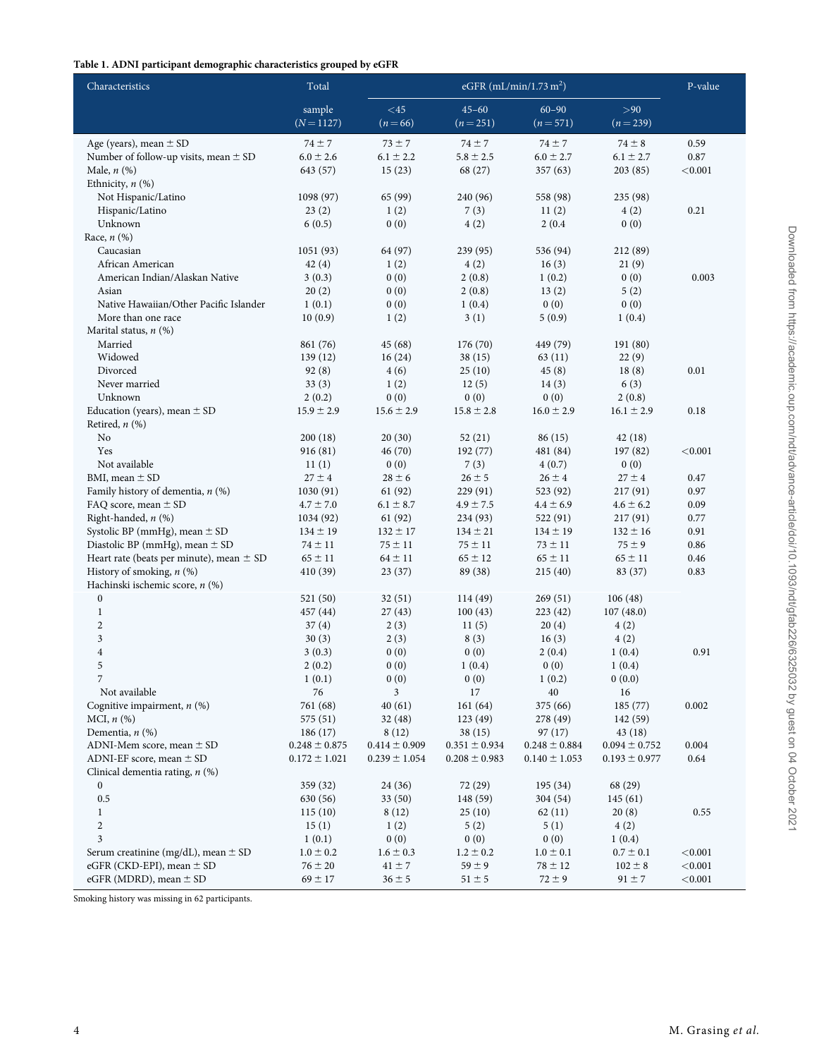**Table 1. ADNI participant demographic characteristics grouped by eGFR**

| Characteristics | Total | eGFR (mL/min/1.73 m$^2$) | | | | P-value |
|---|---|---|---|---|---|---|
| | sample ($N = 1127$) | <45 ($n = 66$) | 45–60 ($n = 251$) | 60–90 ($n = 571$) | >90 ($n = 239$) | |
| Age (years), mean ± SD | 74 ± 7 | 73 ± 7 | 74 ± 7 | 74 ± 7 | 74 ± 8 | 0.59 |
| Number of follow-up visits, mean ± SD | 6.0 ± 2.6 | 6.1 ± 2.2 | 5.8 ± 2.5 | 6.0 ± 2.7 | 6.1 ± 2.7 | 0.87 |
| Male, *n* (%) | 643 (57) | 15 (23) | 68 (27) | 357 (63) | 203 (85) | <0.001 |
| Ethnicity, *n* (%) | | | | | | |
| Not Hispanic/Latino | 1098 (97) | 65 (99) | 240 (96) | 558 (98) | 235 (98) | |
| Hispanic/Latino | 23 (2) | 1 (2) | 7 (3) | 11 (2) | 4 (2) | 0.21 |
| Unknown | 6 (0.5) | 0 (0) | 4 (2) | 2 (0.4 | 0 (0) | |
| Race, *n* (%) | | | | | | |
| Caucasian | 1051 (93) | 64 (97) | 239 (95) | 536 (94) | 212 (89) | |
| African American | 42 (4) | 1 (2) | 4 (2) | 16 (3) | 21 (9) | |
| American Indian/Alaskan Native | 3 (0.3) | 0 (0) | 2 (0.8) | 1 (0.2) | 0 (0) | 0.003 |
| Asian | 20 (2) | 0 (0) | 2 (0.8) | 13 (2) | 5 (2) | |
| Native Hawaiian/Other Pacific Islander | 1 (0.1) | 0 (0) | 1 (0.4) | 0 (0) | 0 (0) | |
| More than one race | 10 (0.9) | 1 (2) | 3 (1) | 5 (0.9) | 1 (0.4) | |
| Marital status, *n* (%) | | | | | | |
| Married | 861 (76) | 45 (68) | 176 (70) | 449 (79) | 191 (80) | |
| Widowed | 139 (12) | 16 (24) | 38 (15) | 63 (11) | 22 (9) | |
| Divorced | 92 (8) | 4 (6) | 25 (10) | 45 (8) | 18 (8) | 0.01 |
| Never married | 33 (3) | 1 (2) | 12 (5) | 14 (3) | 6 (3) | |
| Unknown | 2 (0.2) | 0 (0) | 0 (0) | 0 (0) | 2 (0.8) | |
| Education (years), mean ± SD | 15.9 ± 2.9 | 15.6 ± 2.9 | 15.8 ± 2.8 | 16.0 ± 2.9 | 16.1 ± 2.9 | 0.18 |
| Retired, *n* (%) | | | | | | |
| No | 200 (18) | 20 (30) | 52 (21) | 86 (15) | 42 (18) | |
| Yes | 916 (81) | 46 (70) | 192 (77) | 481 (84) | 197 (82) | <0.001 |
| Not available | 11 (1) | 0 (0) | 7 (3) | 4 (0.7) | 0 (0) | |
| BMI, mean ± SD | 27 ± 4 | 28 ± 6 | 26 ± 5 | 26 ± 4 | 27 ± 4 | 0.47 |
| Family history of dementia, *n* (%) | 1030 (91) | 61 (92) | 229 (91) | 523 (92) | 217 (91) | 0.97 |
| FAQ score, mean ± SD | 4.7 ± 7.0 | 6.1 ± 8.7 | 4.9 ± 7.5 | 4.4 ± 6.9 | 4.6 ± 6.2 | 0.09 |
| Right-handed, *n* (%) | 1034 (92) | 61 (92) | 234 (93) | 522 (91) | 217 (91) | 0.77 |
| Systolic BP (mmHg), mean ± SD | 134 ± 19 | 132 ± 17 | 134 ± 21 | 134 ± 19 | 132 ± 16 | 0.91 |
| Diastolic BP (mmHg), mean ± SD | 74 ± 11 | 75 ± 11 | 75 ± 11 | 73 ± 11 | 75 ± 9 | 0.86 |
| Heart rate (beats per minute), mean ± SD | 65 ± 11 | 64 ± 11 | 65 ± 12 | 65 ± 11 | 65 ± 11 | 0.46 |
| History of smoking, *n* (%) | 410 (39) | 23 (37) | 89 (38) | 215 (40) | 83 (37) | 0.83 |
| Hachinski ischemic score, *n* (%) | | | | | | |
| 0 | 521 (50) | 32 (51) | 114 (49) | 269 (51) | 106 (48) | |
| 1 | 457 (44) | 27 (43) | 100 (43) | 223 (42) | 107 (48.0) | |
| 2 | 37 (4) | 2 (3) | 11 (5) | 20 (4) | 4 (2) | |
| 3 | 30 (3) | 2 (3) | 8 (3) | 16 (3) | 4 (2) | |
| 4 | 3 (0.3) | 0 (0) | 0 (0) | 2 (0.4) | 1 (0.4) | 0.91 |
| 5 | 2 (0.2) | 0 (0) | 1 (0.4) | 0 (0) | 1 (0.4) | |
| 7 | 1 (0.1) | 0 (0) | 0 (0) | 1 (0.2) | 0 (0.0) | |
| Not available | 76 | 3 | 17 | 40 | 16 | |
| Cognitive impairment, *n* (%) | 761 (68) | 40 (61) | 161 (64) | 375 (66) | 185 (77) | 0.002 |
| MCI, *n* (%) | 575 (51) | 32 (48) | 123 (49) | 278 (49) | 142 (59) | |
| Dementia, *n* (%) | 186 (17) | 8 (12) | 38 (15) | 97 (17) | 43 (18) | |
| ADNI-Mem score, mean ± SD | 0.248 ± 0.875 | 0.414 ± 0.909 | 0.351 ± 0.934 | 0.248 ± 0.884 | 0.094 ± 0.752 | 0.004 |
| ADNI-EF score, mean ± SD | 0.172 ± 1.021 | 0.239 ± 1.054 | 0.208 ± 0.983 | 0.140 ± 1.053 | 0.193 ± 0.977 | 0.64 |
| Clinical dementia rating, *n* (%) | | | | | | |
| 0 | 359 (32) | 24 (36) | 72 (29) | 195 (34) | 68 (29) | |
| 0.5 | 630 (56) | 33 (50) | 148 (59) | 304 (54) | 145 (61) | |
| 1 | 115 (10) | 8 (12) | 25 (10) | 62 (11) | 20 (8) | 0.55 |
| 2 | 15 (1) | 1 (2) | 5 (2) | 5 (1) | 4 (2) | |
| 3 | 1 (0.1) | 0 (0) | 0 (0) | 0 (0) | 1 (0.4) | |
| Serum creatinine (mg/dL), mean ± SD | 1.0 ± 0.2 | 1.6 ± 0.3 | 1.2 ± 0.2 | 1.0 ± 0.1 | 0.7 ± 0.1 | <0.001 |
| eGFR (CKD-EPI), mean ± SD | 76 ± 20 | 41 ± 7 | 59 ± 9 | 78 ± 12 | 102 ± 8 | <0.001 |
| eGFR (MDRD), mean ± SD | 69 ± 17 | 36 ± 5 | 51 ± 5 | 72 ± 9 | 91 ± 7 | <0.001 |

Smoking history was missing in 62 participants.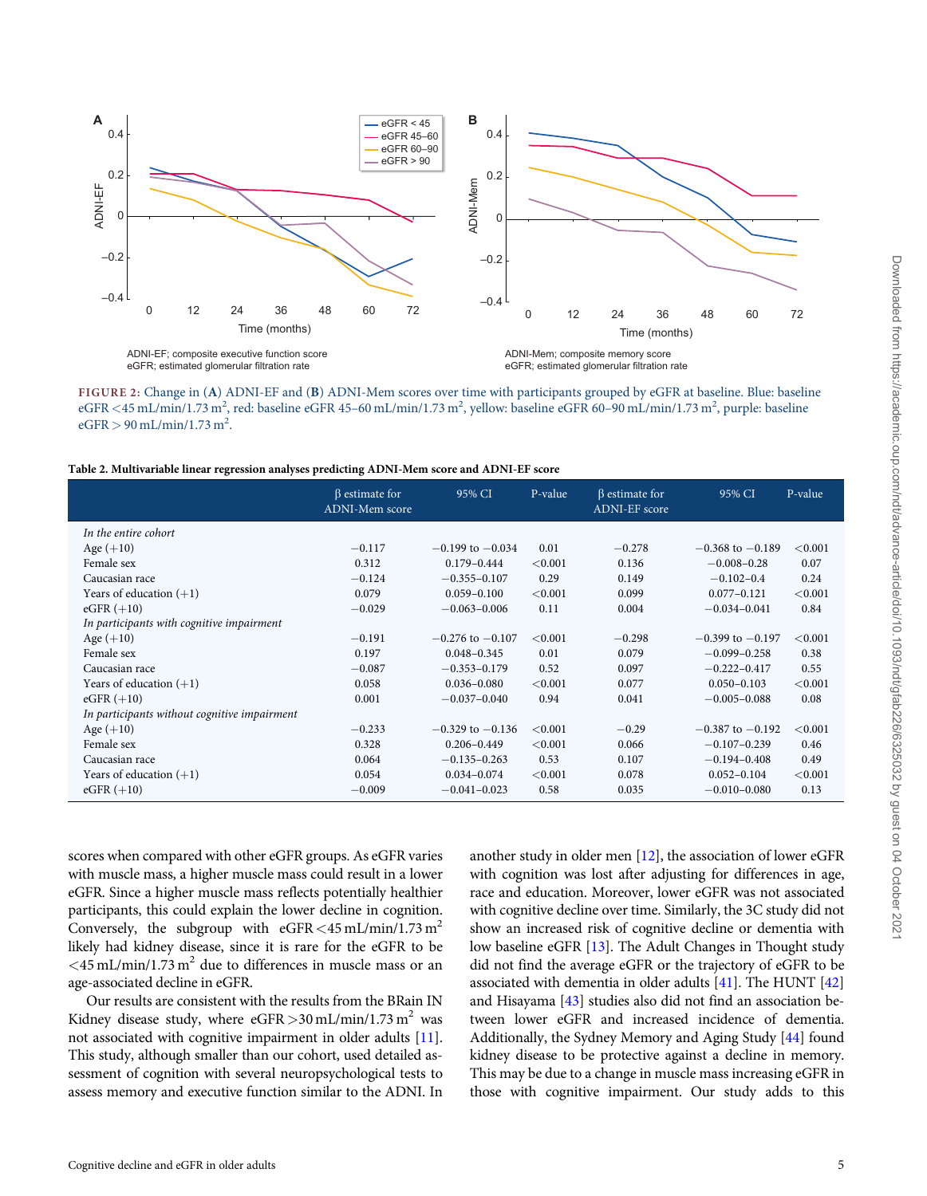FIGURE 2: Change in (A) ADNI-EF and (B) ADNI-Mem scores over time with participants grouped by eGFR at baseline. Blue: baseline eGFR <45 mL/min/1.73 m$^2$, red: baseline eGFR 45–60 mL/min/1.73 m$^2$, yellow: baseline eGFR 60–90 mL/min/1.73 m$^2$, purple: baseline eGFR > 90 mL/min/1.73 m$^2$.

**Table 2. Multivariable linear regression analyses predicting ADNI-Mem score and ADNI-EF score**

| | β estimate for ADNI-Mem score | 95% CI | P-value | β estimate for ADNI-EF score | 95% CI | P-value |
|---|---|---|---|---|---|---|
| *In the entire cohort* | | | | | | |
| Age (+10) | −0.117 | −0.199 to −0.034 | 0.01 | −0.278 | −0.368 to −0.189 | <0.001 |
| Female sex | 0.312 | 0.179–0.444 | <0.001 | 0.136 | −0.008–0.28 | 0.07 |
| Caucasian race | −0.124 | −0.355–0.107 | 0.29 | 0.149 | −0.102–0.4 | 0.24 |
| Years of education (+1) | 0.079 | 0.059–0.100 | <0.001 | 0.099 | 0.077–0.121 | <0.001 |
| eGFR (+10) | −0.029 | −0.063–0.006 | 0.11 | 0.004 | −0.034–0.041 | 0.84 |
| *In participants with cognitive impairment* | | | | | | |
| Age (+10) | −0.191 | −0.276 to −0.107 | <0.001 | −0.298 | −0.399 to −0.197 | <0.001 |
| Female sex | 0.197 | 0.048–0.345 | 0.01 | 0.079 | −0.099–0.258 | 0.38 |
| Caucasian race | −0.087 | −0.353–0.179 | 0.52 | 0.097 | −0.222–0.417 | 0.55 |
| Years of education (+1) | 0.058 | 0.036–0.080 | <0.001 | 0.077 | 0.050–0.103 | <0.001 |
| eGFR (+10) | 0.001 | −0.037–0.040 | 0.94 | 0.041 | −0.005–0.088 | 0.08 |
| *In participants without cognitive impairment* | | | | | | |
| Age (+10) | −0.233 | −0.329 to −0.136 | <0.001 | −0.29 | −0.387 to −0.192 | <0.001 |
| Female sex | 0.328 | 0.206–0.449 | <0.001 | 0.066 | −0.107–0.239 | 0.46 |
| Caucasian race | 0.064 | −0.135–0.263 | 0.53 | 0.107 | −0.194–0.408 | 0.49 |
| Years of education (+1) | 0.054 | 0.034–0.074 | <0.001 | 0.078 | 0.052–0.104 | <0.001 |
| eGFR (+10) | −0.009 | −0.041–0.023 | 0.58 | 0.035 | −0.010–0.080 | 0.13 |

scores when compared with other eGFR groups. As eGFR varies with muscle mass, a higher muscle mass could result in a lower eGFR. Since a higher muscle mass reflects potentially healthier participants, this could explain the lower decline in cognition. Conversely, the subgroup with eGFR <45 mL/min/1.73 m$^2$ likely had kidney disease, since it is rare for the eGFR to be <45 mL/min/1.73 m$^2$ due to differences in muscle mass or an age-associated decline in eGFR.

Our results are consistent with the results from the BRain IN Kidney disease study, where eGFR >30 mL/min/1.73 m$^2$ was not associated with cognitive impairment in older adults [11]. This study, although smaller than our cohort, used detailed assessment of cognition with several neuropsychological tests to assess memory and executive function similar to the ADNI. In another study in older men [12], the association of lower eGFR with cognition was lost after adjusting for differences in age, race and education. Moreover, lower eGFR was not associated with cognitive decline over time. Similarly, the 3C study did not show an increased risk of cognitive decline or dementia with low baseline eGFR [13]. The Adult Changes in Thought study did not find the average eGFR or the trajectory of eGFR to be associated with dementia in older adults [41]. The HUNT [42] and Hisayama [43] studies also did not find an association between lower eGFR and increased incidence of dementia. Additionally, the Sydney Memory and Aging Study [44] found kidney disease to be protective against a decline in memory. This may be due to a change in muscle mass increasing eGFR in those with cognitive impairment. Our study adds to this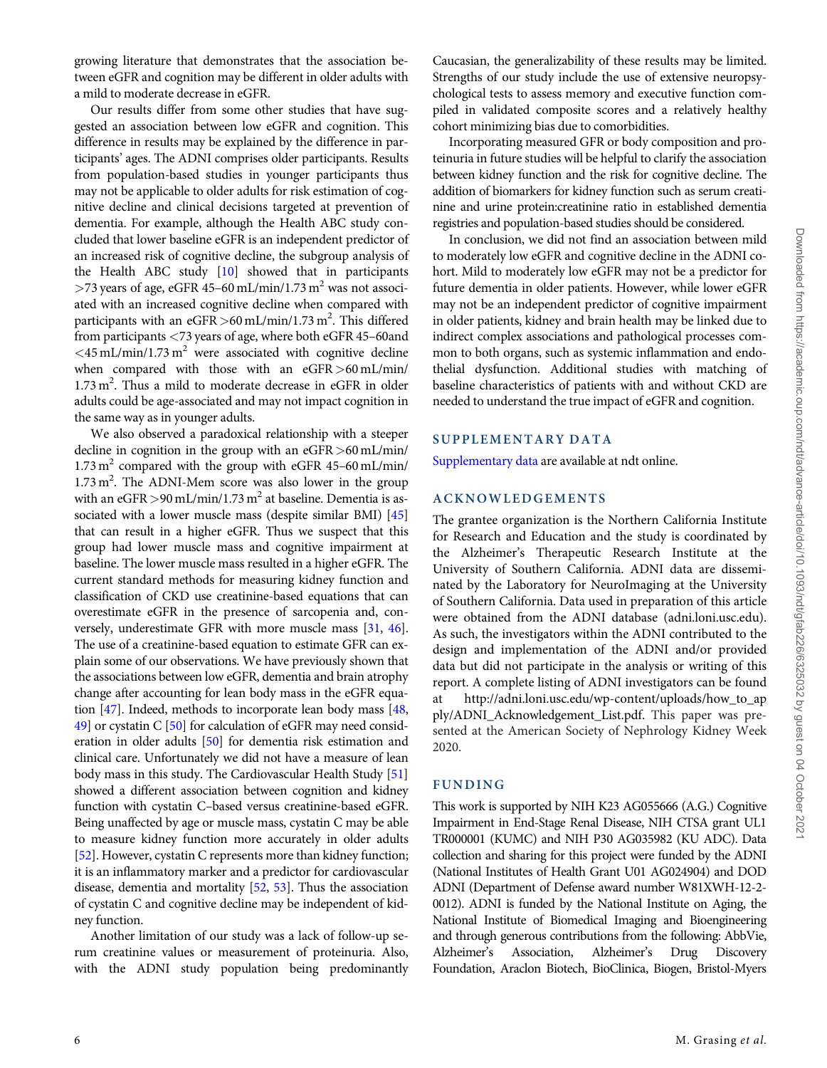growing literature that demonstrates that the association between eGFR and cognition may be different in older adults with a mild to moderate decrease in eGFR.

Our results differ from some other studies that have suggested an association between low eGFR and cognition. This difference in results may be explained by the difference in participants' ages. The ADNI comprises older participants. Results from population-based studies in younger participants thus may not be applicable to older adults for risk estimation of cognitive decline and clinical decisions targeted at prevention of dementia. For example, although the Health ABC study concluded that lower baseline eGFR is an independent predictor of an increased risk of cognitive decline, the subgroup analysis of the Health ABC study [10] showed that in participants >73 years of age, eGFR 45–60 mL/min/1.73 $m^2$ was not associated with an increased cognitive decline when compared with participants with an eGFR >60 mL/min/1.73 $m^2$. This differed from participants <73 years of age, where both eGFR 45–60and <45 mL/min/1.73 $m^2$ were associated with cognitive decline when compared with those with an eGFR >60 mL/min/ 1.73 $m^2$. Thus a mild to moderate decrease in eGFR in older adults could be age-associated and may not impact cognition in the same way as in younger adults.

We also observed a paradoxical relationship with a steeper decline in cognition in the group with an eGFR >60 mL/min/ 1.73 $m^2$ compared with the group with eGFR 45–60 mL/min/ 1.73 $m^2$. The ADNI-Mem score was also lower in the group with an eGFR >90 mL/min/1.73 $m^2$ at baseline. Dementia is associated with a lower muscle mass (despite similar BMI) [45] that can result in a higher eGFR. Thus we suspect that this group had lower muscle mass and cognitive impairment at baseline. The lower muscle mass resulted in a higher eGFR. The current standard methods for measuring kidney function and classification of CKD use creatinine-based equations that can overestimate eGFR in the presence of sarcopenia and, conversely, underestimate GFR with more muscle mass [31, 46]. The use of a creatinine-based equation to estimate GFR can explain some of our observations. We have previously shown that the associations between low eGFR, dementia and brain atrophy change after accounting for lean body mass in the eGFR equation [47]. Indeed, methods to incorporate lean body mass [48, 49] or cystatin C [50] for calculation of eGFR may need consideration in older adults [50] for dementia risk estimation and clinical care. Unfortunately we did not have a measure of lean body mass in this study. The Cardiovascular Health Study [51] showed a different association between cognition and kidney function with cystatin C–based versus creatinine-based eGFR. Being unaffected by age or muscle mass, cystatin C may be able to measure kidney function more accurately in older adults [52]. However, cystatin C represents more than kidney function; it is an inflammatory marker and a predictor for cardiovascular disease, dementia and mortality [52, 53]. Thus the association of cystatin C and cognitive decline may be independent of kidney function.

Another limitation of our study was a lack of follow-up serum creatinine values or measurement of proteinuria. Also, with the ADNI study population being predominantly Caucasian, the generalizability of these results may be limited. Strengths of our study include the use of extensive neuropsychological tests to assess memory and executive function compiled in validated composite scores and a relatively healthy cohort minimizing bias due to comorbidities.

Incorporating measured GFR or body composition and proteinuria in future studies will be helpful to clarify the association between kidney function and the risk for cognitive decline. The addition of biomarkers for kidney function such as serum creatinine and urine protein:creatinine ratio in established dementia registries and population-based studies should be considered.

In conclusion, we did not find an association between mild to moderately low eGFR and cognitive decline in the ADNI cohort. Mild to moderately low eGFR may not be a predictor for future dementia in older patients. However, while lower eGFR may not be an independent predictor of cognitive impairment in older patients, kidney and brain health may be linked due to indirect complex associations and pathological processes common to both organs, such as systemic inflammation and endothelial dysfunction. Additional studies with matching of baseline characteristics of patients with and without CKD are needed to understand the true impact of eGFR and cognition.

## SUPPLEMENTARY DATA

Supplementary data are available at ndt online.

## ACKNOWLEDGEMENTS

The grantee organization is the Northern California Institute for Research and Education and the study is coordinated by the Alzheimer's Therapeutic Research Institute at the University of Southern California. ADNI data are disseminated by the Laboratory for NeuroImaging at the University of Southern California. Data used in preparation of this article were obtained from the ADNI database (adni.loni.usc.edu). As such, the investigators within the ADNI contributed to the design and implementation of the ADNI and/or provided data but did not participate in the analysis or writing of this report. A complete listing of ADNI investigators can be found at http://adni.loni.usc.edu/wp-content/uploads/how_to_apply/ADNI_Acknowledgement_List.pdf. This paper was presented at the American Society of Nephrology Kidney Week 2020.

## FUNDING

This work is supported by NIH K23 AG055666 (A.G.) Cognitive Impairment in End-Stage Renal Disease, NIH CTSA grant UL1 TR000001 (KUMC) and NIH P30 AG035982 (KU ADC). Data collection and sharing for this project were funded by the ADNI (National Institutes of Health Grant U01 AG024904) and DOD ADNI (Department of Defense award number W81XWH-12-2-0012). ADNI is funded by the National Institute on Aging, the National Institute of Biomedical Imaging and Bioengineering and through generous contributions from the following: AbbVie, Alzheimer's Association, Alzheimer's Drug Discovery Foundation, Araclon Biotech, BioClinica, Biogen, Bristol-Myers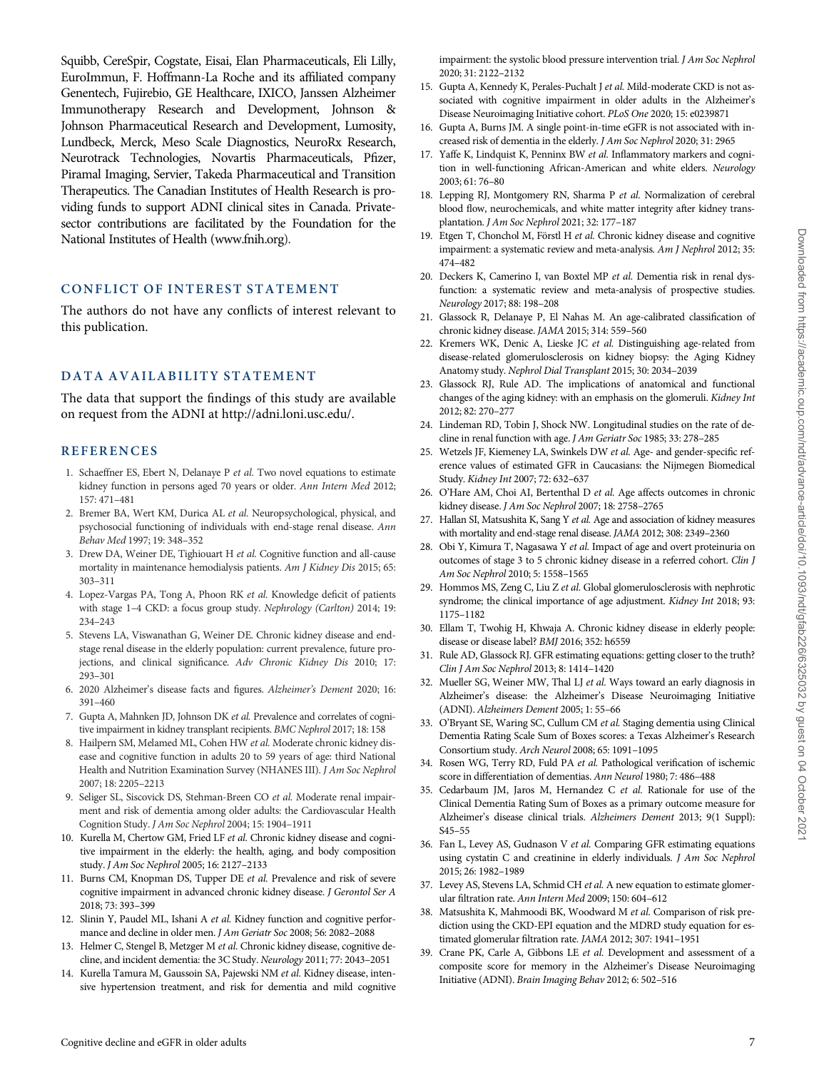Squibb, CereSpir, Cogstate, Eisai, Elan Pharmaceuticals, Eli Lilly, EuroImmun, F. Hoffmann-La Roche and its affiliated company Genentech, Fujirebio, GE Healthcare, IXICO, Janssen Alzheimer Immunotherapy Research and Development, Johnson & Johnson Pharmaceutical Research and Development, Lumosity, Lundbeck, Merck, Meso Scale Diagnostics, NeuroRx Research, Neurotrack Technologies, Novartis Pharmaceuticals, Pfizer, Piramal Imaging, Servier, Takeda Pharmaceutical and Transition Therapeutics. The Canadian Institutes of Health Research is providing funds to support ADNI clinical sites in Canada. Private-sector contributions are facilitated by the Foundation for the National Institutes of Health (www.fnih.org).

## CONFLICT OF INTEREST STATEMENT

The authors do not have any conflicts of interest relevant to this publication.

## DATA AVAILABILITY STATEMENT

The data that support the findings of this study are available on request from the ADNI at http://adni.loni.usc.edu/.

## REFERENCES

1. Schaeffner ES, Ebert N, Delanaye P *et al.* Two novel equations to estimate kidney function in persons aged 70 years or older. *Ann Intern Med* 2012; 157: 471–481
2. Bremer BA, Wert KM, Durica AL *et al.* Neuropsychological, physical, and psychosocial functioning of individuals with end-stage renal disease. *Ann Behav Med* 1997; 19: 348–352
3. Drew DA, Weiner DE, Tighiouart H *et al.* Cognitive function and all-cause mortality in maintenance hemodialysis patients. *Am J Kidney Dis* 2015; 65: 303–311
4. Lopez-Vargas PA, Tong A, Phoon RK *et al.* Knowledge deficit of patients with stage 1–4 CKD: a focus group study. *Nephrology (Carlton)* 2014; 19: 234–243
5. Stevens LA, Viswanathan G, Weiner DE. Chronic kidney disease and end-stage renal disease in the elderly population: current prevalence, future projections, and clinical significance. *Adv Chronic Kidney Dis* 2010; 17: 293–301
6. 2020 Alzheimer's disease facts and figures. *Alzheimer's Dement* 2020; 16: 391–460
7. Gupta A, Mahnken JD, Johnson DK *et al.* Prevalence and correlates of cognitive impairment in kidney transplant recipients. *BMC Nephrol* 2017; 18: 158
8. Hailpern SM, Melamed ML, Cohen HW *et al.* Moderate chronic kidney disease and cognitive function in adults 20 to 59 years of age: third National Health and Nutrition Examination Survey (NHANES III). *J Am Soc Nephrol* 2007; 18: 2205–2213
9. Seliger SL, Siscovick DS, Stehman-Breen CO *et al.* Moderate renal impairment and risk of dementia among older adults: the Cardiovascular Health Cognition Study. *J Am Soc Nephrol* 2004; 15: 1904–1911
10. Kurella M, Chertow GM, Fried LF *et al.* Chronic kidney disease and cognitive impairment in the elderly: the health, aging, and body composition study. *J Am Soc Nephrol* 2005; 16: 2127–2133
11. Burns CM, Knopman DS, Tupper DE *et al.* Prevalence and risk of severe cognitive impairment in advanced chronic kidney disease. *J Gerontol Ser A* 2018; 73: 393–399
12. Slinin Y, Paudel ML, Ishani A *et al.* Kidney function and cognitive performance and decline in older men. *J Am Geriatr Soc* 2008; 56: 2082–2088
13. Helmer C, Stengel B, Metzger M *et al.* Chronic kidney disease, cognitive decline, and incident dementia: the 3C Study. *Neurology* 2011; 77: 2043–2051
14. Kurella Tamura M, Gaussoin SA, Pajewski NM *et al.* Kidney disease, intensive hypertension treatment, and risk for dementia and mild cognitive impairment: the systolic blood pressure intervention trial. *J Am Soc Nephrol* 2020; 31: 2122–2132
15. Gupta A, Kennedy K, Perales-Puchalt J *et al.* Mild-moderate CKD is not associated with cognitive impairment in older adults in the Alzheimer's Disease Neuroimaging Initiative cohort. *PLoS One* 2020; 15: e0239871
16. Gupta A, Burns JM. A single point-in-time eGFR is not associated with increased risk of dementia in the elderly. *J Am Soc Nephrol* 2020; 31: 2965
17. Yaffe K, Lindquist K, Penninx BW *et al.* Inflammatory markers and cognition in well-functioning African-American and white elders. *Neurology* 2003; 61: 76–80
18. Lepping RJ, Montgomery RN, Sharma P *et al.* Normalization of cerebral blood flow, neurochemicals, and white matter integrity after kidney transplantation. *J Am Soc Nephrol* 2021; 32: 177–187
19. Etgen T, Chonchol M, Förstl H *et al.* Chronic kidney disease and cognitive impairment: a systematic review and meta-analysis. *Am J Nephrol* 2012; 35: 474–482
20. Deckers K, Camerino I, van Boxtel MP *et al.* Dementia risk in renal dysfunction: a systematic review and meta-analysis of prospective studies. *Neurology* 2017; 88: 198–208
21. Glassock R, Delanaye P, El Nahas M. An age-calibrated classification of chronic kidney disease. *JAMA* 2015; 314: 559–560
22. Kremers WK, Denic A, Lieske JC *et al.* Distinguishing age-related from disease-related glomerulosclerosis on kidney biopsy: the Aging Kidney Anatomy study. *Nephrol Dial Transplant* 2015; 30: 2034–2039
23. Glassock RJ, Rule AD. The implications of anatomical and functional changes of the aging kidney: with an emphasis on the glomeruli. *Kidney Int* 2012; 82: 270–277
24. Lindeman RD, Tobin J, Shock NW. Longitudinal studies on the rate of decline in renal function with age. *J Am Geriatr Soc* 1985; 33: 278–285
25. Wetzels JF, Kiemeney LA, Swinkels DW *et al.* Age- and gender-specific reference values of estimated GFR in Caucasians: the Nijmegen Biomedical Study. *Kidney Int* 2007; 72: 632–637
26. O'Hare AM, Choi AI, Bertenthal D *et al.* Age affects outcomes in chronic kidney disease. *J Am Soc Nephrol* 2007; 18: 2758–2765
27. Hallan SI, Matsushita K, Sang Y *et al.* Age and association of kidney measures with mortality and end-stage renal disease. *JAMA* 2012; 308: 2349–2360
28. Obi Y, Kimura T, Nagasawa Y *et al.* Impact of age and overt proteinuria on outcomes of stage 3 to 5 chronic kidney disease in a referred cohort. *Clin J Am Soc Nephrol* 2010; 5: 1558–1565
29. Hommos MS, Zeng C, Liu Z *et al.* Global glomerulosclerosis with nephrotic syndrome; the clinical importance of age adjustment. *Kidney Int* 2018; 93: 1175–1182
30. Ellam T, Twohig H, Khwaja A. Chronic kidney disease in elderly people: disease or disease label? *BMJ* 2016; 352: h6559
31. Rule AD, Glassock RJ. GFR estimating equations: getting closer to the truth? *Clin J Am Soc Nephrol* 2013; 8: 1414–1420
32. Mueller SG, Weiner MW, Thal LJ *et al.* Ways toward an early diagnosis in Alzheimer's disease: the Alzheimer's Disease Neuroimaging Initiative (ADNI). *Alzheimers Dement* 2005; 1: 55–66
33. O'Bryant SE, Waring SC, Cullum CM *et al.* Staging dementia using Clinical Dementia Rating Scale Sum of Boxes scores: a Texas Alzheimer's Research Consortium study. *Arch Neurol* 2008; 65: 1091–1095
34. Rosen WG, Terry RD, Fuld PA *et al.* Pathological verification of ischemic score in differentiation of dementias. *Ann Neurol* 1980; 7: 486–488
35. Cedarbaum JM, Jaros M, Hernandez C *et al.* Rationale for use of the Clinical Dementia Rating Sum of Boxes as a primary outcome measure for Alzheimer's disease clinical trials. *Alzheimers Dement* 2013; 9(1 Suppl): S45–55
36. Fan L, Levey AS, Gudnason V *et al.* Comparing GFR estimating equations using cystatin C and creatinine in elderly individuals. *J Am Soc Nephrol* 2015; 26: 1982–1989
37. Levey AS, Stevens LA, Schmid CH *et al.* A new equation to estimate glomerular filtration rate. *Ann Intern Med* 2009; 150: 604–612
38. Matsushita K, Mahmoodi BK, Woodward M *et al.* Comparison of risk prediction using the CKD-EPI equation and the MDRD study equation for estimated glomerular filtration rate. *JAMA* 2012; 307: 1941–1951
39. Crane PK, Carle A, Gibbons LE *et al.* Development and assessment of a composite score for memory in the Alzheimer's Disease Neuroimaging Initiative (ADNI). *Brain Imaging Behav* 2012; 6: 502–516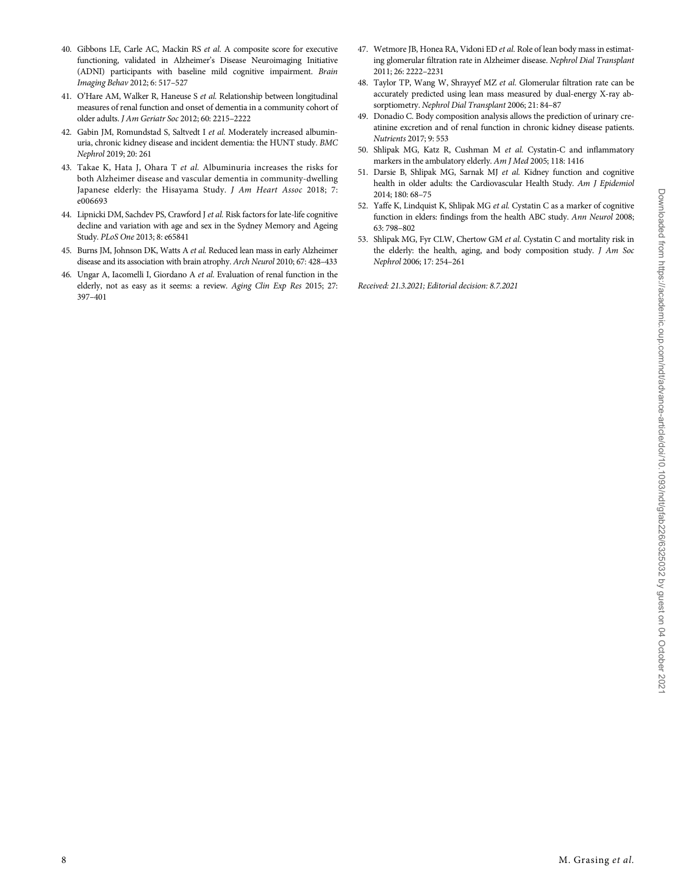40. Gibbons LE, Carle AC, Mackin RS *et al.* A composite score for executive functioning, validated in Alzheimer's Disease Neuroimaging Initiative (ADNI) participants with baseline mild cognitive impairment. *Brain Imaging Behav* 2012; 6: 517–527
41. O'Hare AM, Walker R, Haneuse S *et al.* Relationship between longitudinal measures of renal function and onset of dementia in a community cohort of older adults. *J Am Geriatr Soc* 2012; 60: 2215–2222
42. Gabin JM, Romundstad S, Saltvedt I *et al.* Moderately increased albuminuria, chronic kidney disease and incident dementia: the HUNT study. *BMC Nephrol* 2019; 20: 261
43. Takae K, Hata J, Ohara T *et al.* Albuminuria increases the risks for both Alzheimer disease and vascular dementia in community-dwelling Japanese elderly: the Hisayama Study. *J Am Heart Assoc* 2018; 7: e006693
44. Lipnicki DM, Sachdev PS, Crawford J *et al.* Risk factors for late-life cognitive decline and variation with age and sex in the Sydney Memory and Ageing Study. *PLoS One* 2013; 8: e65841
45. Burns JM, Johnson DK, Watts A *et al.* Reduced lean mass in early Alzheimer disease and its association with brain atrophy. *Arch Neurol* 2010; 67: 428–433
46. Ungar A, Iacomelli I, Giordano A *et al.* Evaluation of renal function in the elderly, not as easy as it seems: a review. *Aging Clin Exp Res* 2015; 27: 397–401
47. Wetmore JB, Honea RA, Vidoni ED *et al.* Role of lean body mass in estimating glomerular filtration rate in Alzheimer disease. *Nephrol Dial Transplant* 2011; 26: 2222–2231
48. Taylor TP, Wang W, Shrayyef MZ *et al.* Glomerular filtration rate can be accurately predicted using lean mass measured by dual-energy X-ray absorptiometry. *Nephrol Dial Transplant* 2006; 21: 84–87
49. Donadio C. Body composition analysis allows the prediction of urinary creatinine excretion and of renal function in chronic kidney disease patients. *Nutrients* 2017; 9: 553
50. Shlipak MG, Katz R, Cushman M *et al.* Cystatin-C and inflammatory markers in the ambulatory elderly. *Am J Med* 2005; 118: 1416
51. Darsie B, Shlipak MG, Sarnak MJ *et al.* Kidney function and cognitive health in older adults: the Cardiovascular Health Study. *Am J Epidemiol* 2014; 180: 68–75
52. Yaffe K, Lindquist K, Shlipak MG *et al.* Cystatin C as a marker of cognitive function in elders: findings from the health ABC study. *Ann Neurol* 2008; 63: 798–802
53. Shlipak MG, Fyr CLW, Chertow GM *et al.* Cystatin C and mortality risk in the elderly: the health, aging, and body composition study. *J Am Soc Nephrol* 2006; 17: 254–261

*Received: 21.3.2021; Editorial decision: 8.7.2021*